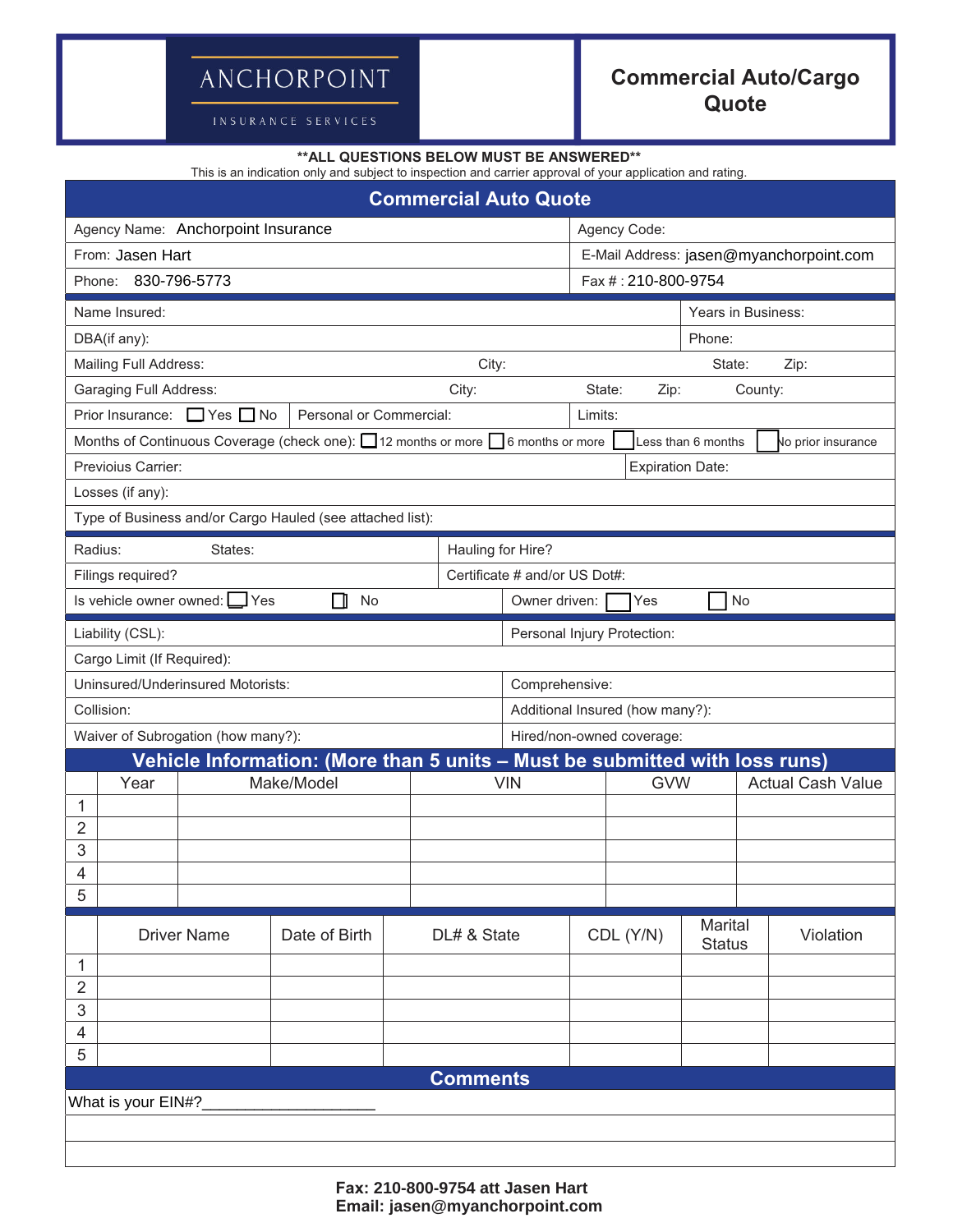ANCHORPOINT

INSURANCE SERVICES

# Commercial Auto/Cargo Quote

**ALL QUESTIONS BELOW MUST BE ANSWERED**

This is an indication only and subject to inspection and carrier approval of your application and rating.

## Commercial Auto Quote

| | |
|---|---|
| Agency Name: Anchorpoint Insurance | Agency Code: |
| From: Jasen Hart | E-Mail Address: jasen@myanchorpoint.com |
| Phone: 830-796-5773 | Fax # : 210-800-9754 |

| | |
|---|---|
| Name Insured: | Years in Business: |
| DBA(if any): | Phone: |

Mailing Full Address: City: State: Zip:

Garaging Full Address: City: State: Zip: County:

| | | |
|---|---|---|
| Prior Insurance: ☐ Yes ☐ No | Personal or Commercial: | Limits: |

Months of Continuous Coverage (check one): ☐ 12 months or more ☐ 6 months or more ☐ Less than 6 months ☐ No prior insurance

| | |
|---|---|
| Previoius Carrier: | Expiration Date: |

Losses (if any):

Type of Business and/or Cargo Hauled (see attached list):

| | |
|---|---|
| Radius: States: | Hauling for Hire? |
| Filings required? | Certificate # and/or US Dot#: |
| Is vehicle owner owned: ☐ Yes ☐ No | Owner driven: ☐ Yes ☐ No |

| | |
|---|---|
| Liability (CSL): | Personal Injury Protection: |
| Cargo Limit (If Required): | |
| Uninsured/Underinsured Motorists: | Comprehensive: |
| Collision: | Additional Insured (how many?): |
| Waiver of Subrogation (how many?): | Hired/non-owned coverage: |

## Vehicle Information: (More than 5 units – Must be submitted with loss runs)

| | Year | Make/Model | VIN | GVW | Actual Cash Value |
|---|---|---|---|---|---|
| 1 | | | | | |
| 2 | | | | | |
| 3 | | | | | |
| 4 | | | | | |
| 5 | | | | | |

| | Driver Name | Date of Birth | DL# & State | CDL (Y/N) | Marital Status | Violation |
|---|---|---|---|---|---|---|
| 1 | | | | | | |
| 2 | | | | | | |
| 3 | | | | | | |
| 4 | | | | | | |
| 5 | | | | | | |

## Comments

What is your EIN#?___________________

**Fax: 210-800-9754 att Jasen Hart**
**Email: jasen@myanchorpoint.com**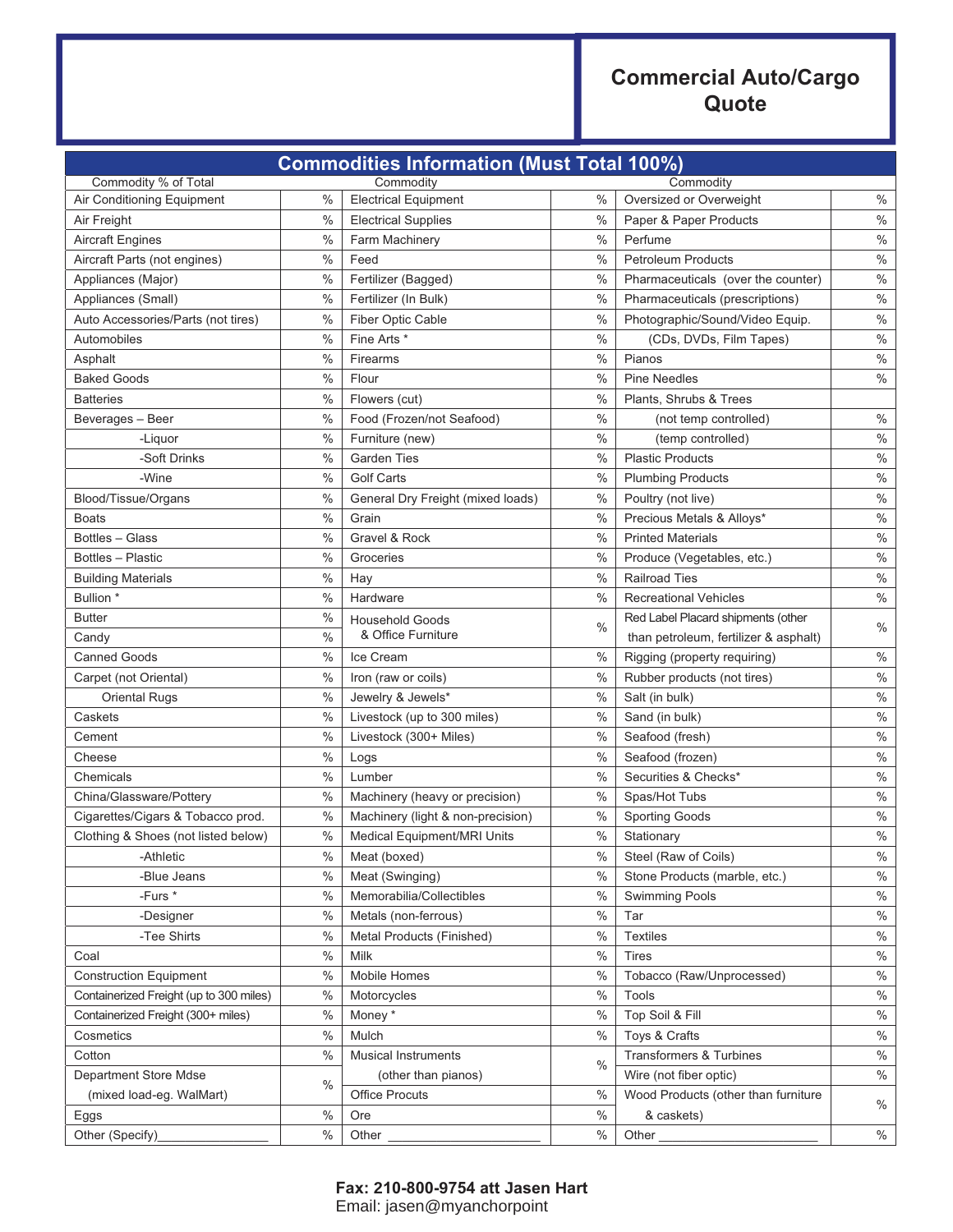# Commercial Auto/Cargo Quote

## Commodities Information (Must Total 100%)

| Commodity % of Total | | Commodity | | Commodity | |
|---|---|---|---|---|---|
| Air Conditioning Equipment | % | Electrical Equipment | % | Oversized or Overweight | % |
| Air Freight | % | Electrical Supplies | % | Paper & Paper Products | % |
| Aircraft Engines | % | Farm Machinery | % | Perfume | % |
| Aircraft Parts (not engines) | % | Feed | % | Petroleum Products | % |
| Appliances (Major) | % | Fertilizer (Bagged) | % | Pharmaceuticals (over the counter) | % |
| Appliances (Small) | % | Fertilizer (In Bulk) | % | Pharmaceuticals (prescriptions) | % |
| Auto Accessories/Parts (not tires) | % | Fiber Optic Cable | % | Photographic/Sound/Video Equip. | % |
| Automobiles | % | Fine Arts * | % | (CDs, DVDs, Film Tapes) | % |
| Asphalt | % | Firearms | % | Pianos | % |
| Baked Goods | % | Flour | % | Pine Needles | % |
| Batteries | % | Flowers (cut) | % | Plants, Shrubs & Trees | |
| Beverages – Beer | % | Food (Frozen/not Seafood) | % | (not temp controlled) | % |
| -Liquor | % | Furniture (new) | % | (temp controlled) | % |
| -Soft Drinks | % | Garden Ties | % | Plastic Products | % |
| -Wine | % | Golf Carts | % | Plumbing Products | % |
| Blood/Tissue/Organs | % | General Dry Freight (mixed loads) | % | Poultry (not live) | % |
| Boats | % | Grain | % | Precious Metals & Alloys* | % |
| Bottles – Glass | % | Gravel & Rock | % | Printed Materials | % |
| Bottles – Plastic | % | Groceries | % | Produce (Vegetables, etc.) | % |
| Building Materials | % | Hay | % | Railroad Ties | % |
| Bullion * | % | Hardware | % | Recreational Vehicles | % |
| Butter | % | Household Goods & Office Furniture | % | Red Label Placard shipments (other than petroleum, fertilizer & asphalt) | % |
| Candy | % | | | | |
| Canned Goods | % | Ice Cream | % | Rigging (property requiring) | % |
| Carpet (not Oriental) | % | Iron (raw or coils) | % | Rubber products (not tires) | % |
| Oriental Rugs | % | Jewelry & Jewels* | % | Salt (in bulk) | % |
| Caskets | % | Livestock (up to 300 miles) | % | Sand (in bulk) | % |
| Cement | % | Livestock (300+ Miles) | % | Seafood (fresh) | % |
| Cheese | % | Logs | % | Seafood (frozen) | % |
| Chemicals | % | Lumber | % | Securities & Checks* | % |
| China/Glassware/Pottery | % | Machinery (heavy or precision) | % | Spas/Hot Tubs | % |
| Cigarettes/Cigars & Tobacco prod. | % | Machinery (light & non-precision) | % | Sporting Goods | % |
| Clothing & Shoes (not listed below) | % | Medical Equipment/MRI Units | % | Stationary | % |
| -Athletic | % | Meat (boxed) | % | Steel (Raw of Coils) | % |
| -Blue Jeans | % | Meat (Swinging) | % | Stone Products (marble, etc.) | % |
| -Furs * | % | Memorabilia/Collectibles | % | Swimming Pools | % |
| -Designer | % | Metals (non-ferrous) | % | Tar | % |
| -Tee Shirts | % | Metal Products (Finished) | % | Textiles | % |
| Coal | % | Milk | % | Tires | % |
| Construction Equipment | % | Mobile Homes | % | Tobacco (Raw/Unprocessed) | % |
| Containerized Freight (up to 300 miles) | % | Motorcycles | % | Tools | % |
| Containerized Freight (300+ miles) | % | Money * | % | Top Soil & Fill | % |
| Cosmetics | % | Mulch | % | Toys & Crafts | % |
| Cotton | % | Musical Instruments (other than pianos) | % | Transformers & Turbines | % |
| Department Store Mdse (mixed load-eg. WalMart) | % | | | Wire (not fiber optic) | % |
| | | Office Procuts | % | Wood Products (other than furniture & caskets) | % |
| Eggs | % | Ore | % | | |
| Other (Specify)________________ | % | Other ____________________ | % | Other ____________________ | % |

**Fax: 210-800-9754 att Jasen Hart**
Email: jasen@myanchorpoint